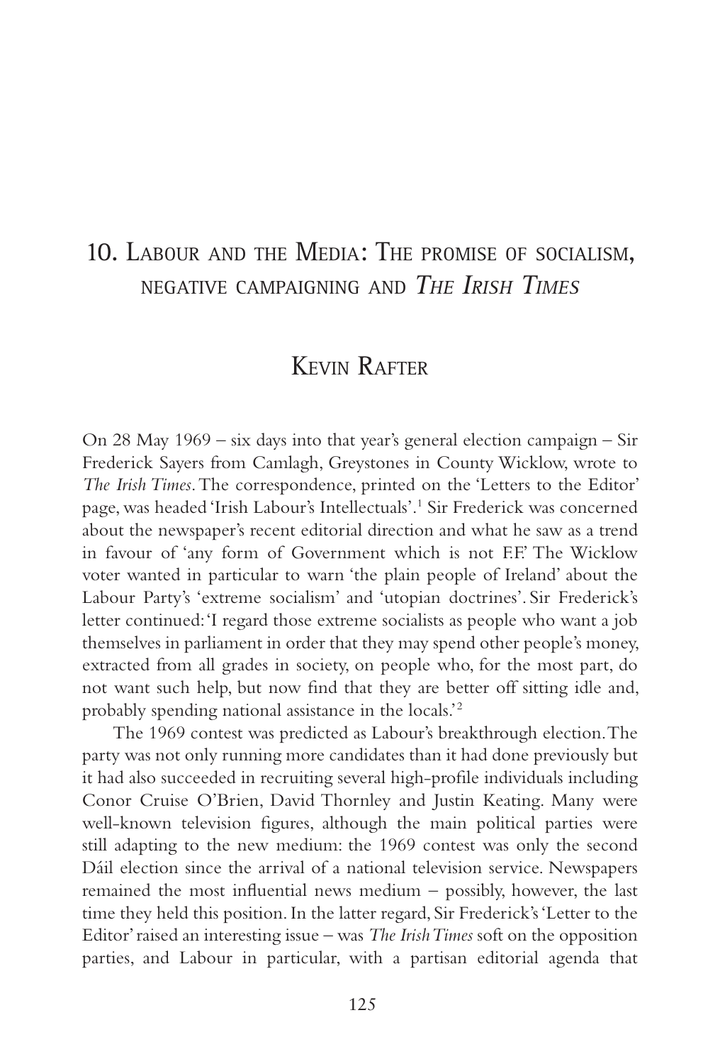# 10. Labour and the Media: The promise of socialism, negative campaigning and *The Irish Times*

## Kevin Rafter

On 28 May 1969 – six days into that year's general election campaign – Sir Frederick Sayers from Camlagh, Greystones in County Wicklow, wrote to *The Irish Times*. The correspondence, printed on the 'Letters to the Editor' page, was headed 'Irish Labour's Intellectuals'.[1] Sir Frederick was concerned about the newspaper's recent editorial direction and what he saw as a trend in favour of 'any form of Government which is not F.F.' The Wicklow voter wanted in particular to warn 'the plain people of Ireland' about the Labour Party's 'extreme socialism' and 'utopian doctrines'. Sir Frederick's letter continued: 'I regard those extreme socialists as people who want a job themselves in parliament in order that they may spend other people's money, extracted from all grades in society, on people who, for the most part, do not want such help, but now find that they are better off sitting idle and, probably spending national assistance in the locals.'[2]

The 1969 contest was predicted as Labour's breakthrough election. The party was not only running more candidates than it had done previously but it had also succeeded in recruiting several high-profile individuals including Conor Cruise O'Brien, David Thornley and Justin Keating. Many were well-known television figures, although the main political parties were still adapting to the new medium: the 1969 contest was only the second Dáil election since the arrival of a national television service. Newspapers remained the most influential news medium – possibly, however, the last time they held this position. In the latter regard, Sir Frederick's 'Letter to the Editor' raised an interesting issue – was *The Irish Times* soft on the opposition parties, and Labour in particular, with a partisan editorial agenda that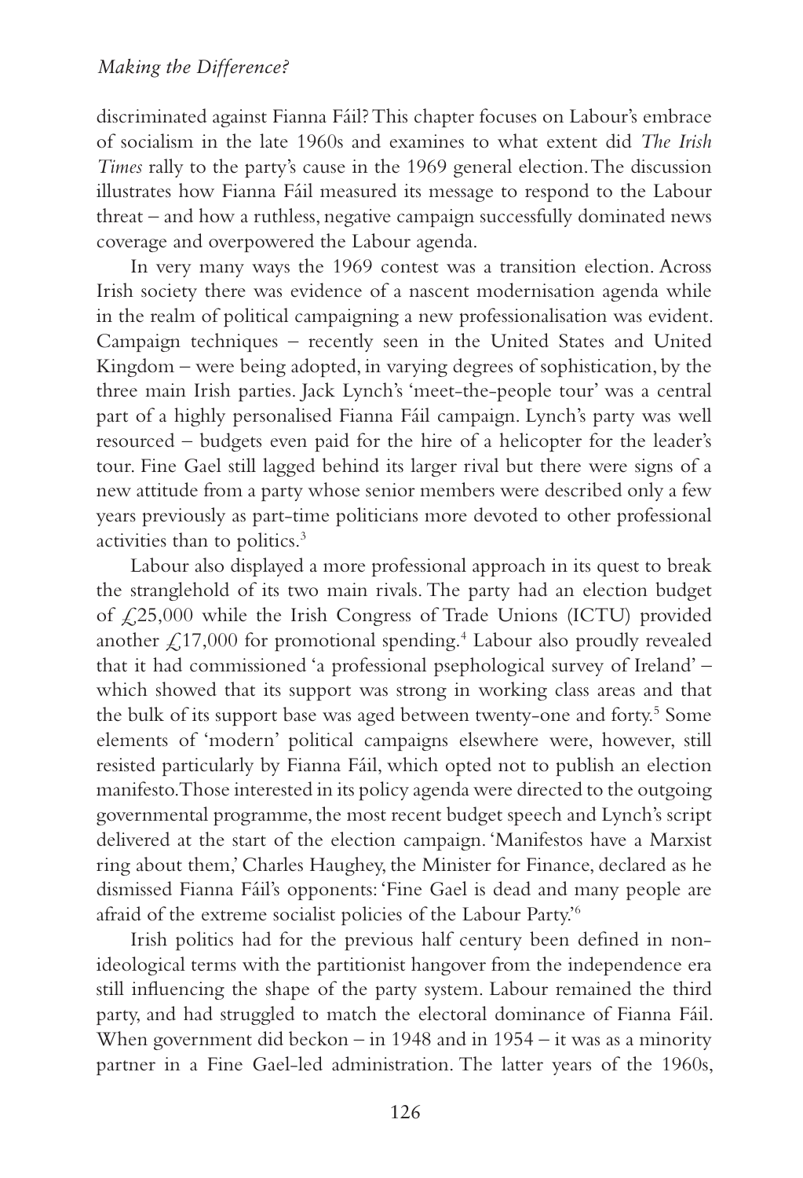discriminated against Fianna Fáil? This chapter focuses on Labour's embrace of socialism in the late 1960s and examines to what extent did *The Irish Times* rally to the party's cause in the 1969 general election. The discussion illustrates how Fianna Fáil measured its message to respond to the Labour threat – and how a ruthless, negative campaign successfully dominated news coverage and overpowered the Labour agenda.

In very many ways the 1969 contest was a transition election. Across Irish society there was evidence of a nascent modernisation agenda while in the realm of political campaigning a new professionalisation was evident. Campaign techniques – recently seen in the United States and United Kingdom – were being adopted, in varying degrees of sophistication, by the three main Irish parties. Jack Lynch's 'meet-the-people tour' was a central part of a highly personalised Fianna Fáil campaign. Lynch's party was well resourced – budgets even paid for the hire of a helicopter for the leader's tour. Fine Gael still lagged behind its larger rival but there were signs of a new attitude from a party whose senior members were described only a few years previously as part-time politicians more devoted to other professional activities than to politics.[3]

Labour also displayed a more professional approach in its quest to break the stranglehold of its two main rivals. The party had an election budget of £25,000 while the Irish Congress of Trade Unions (ICTU) provided another £17,000 for promotional spending.[4] Labour also proudly revealed that it had commissioned 'a professional psephological survey of Ireland' – which showed that its support was strong in working class areas and that the bulk of its support base was aged between twenty-one and forty.[5] Some elements of 'modern' political campaigns elsewhere were, however, still resisted particularly by Fianna Fáil, which opted not to publish an election manifesto. Those interested in its policy agenda were directed to the outgoing governmental programme, the most recent budget speech and Lynch's script delivered at the start of the election campaign. 'Manifestos have a Marxist ring about them,' Charles Haughey, the Minister for Finance, declared as he dismissed Fianna Fáil's opponents: 'Fine Gael is dead and many people are afraid of the extreme socialist policies of the Labour Party.'[6]

Irish politics had for the previous half century been defined in non-ideological terms with the partitionist hangover from the independence era still influencing the shape of the party system. Labour remained the third party, and had struggled to match the electoral dominance of Fianna Fáil. When government did beckon – in 1948 and in 1954 – it was as a minority partner in a Fine Gael-led administration. The latter years of the 1960s,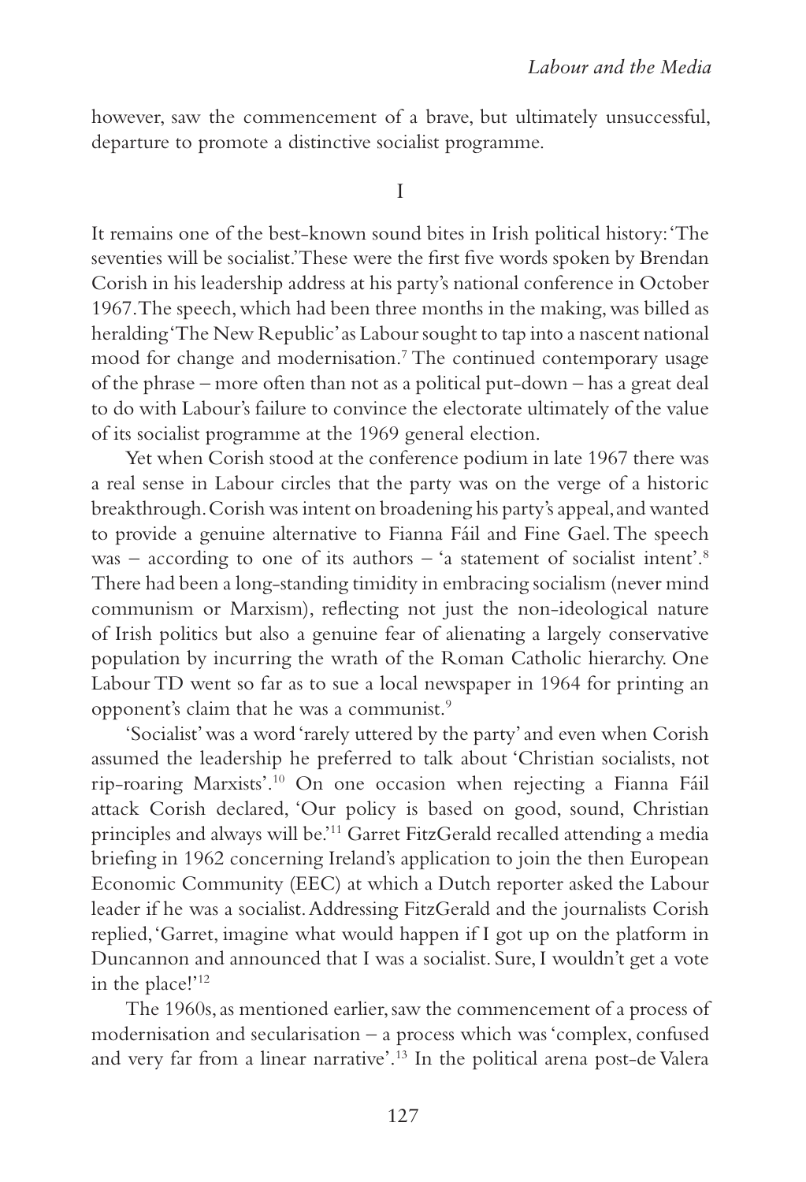however, saw the commencement of a brave, but ultimately unsuccessful, departure to promote a distinctive socialist programme.

## I

It remains one of the best-known sound bites in Irish political history: 'The seventies will be socialist.' These were the first five words spoken by Brendan Corish in his leadership address at his party's national conference in October 1967. The speech, which had been three months in the making, was billed as heralding 'The New Republic' as Labour sought to tap into a nascent national mood for change and modernisation.[7] The continued contemporary usage of the phrase – more often than not as a political put-down – has a great deal to do with Labour's failure to convince the electorate ultimately of the value of its socialist programme at the 1969 general election.

Yet when Corish stood at the conference podium in late 1967 there was a real sense in Labour circles that the party was on the verge of a historic breakthrough. Corish was intent on broadening his party's appeal, and wanted to provide a genuine alternative to Fianna Fáil and Fine Gael. The speech was – according to one of its authors – 'a statement of socialist intent'.[8] There had been a long-standing timidity in embracing socialism (never mind communism or Marxism), reflecting not just the non-ideological nature of Irish politics but also a genuine fear of alienating a largely conservative population by incurring the wrath of the Roman Catholic hierarchy. One Labour TD went so far as to sue a local newspaper in 1964 for printing an opponent's claim that he was a communist.[9]

'Socialist' was a word 'rarely uttered by the party' and even when Corish assumed the leadership he preferred to talk about 'Christian socialists, not rip-roaring Marxists'.[10] On one occasion when rejecting a Fianna Fáil attack Corish declared, 'Our policy is based on good, sound, Christian principles and always will be.'[11] Garret FitzGerald recalled attending a media briefing in 1962 concerning Ireland's application to join the then European Economic Community (EEC) at which a Dutch reporter asked the Labour leader if he was a socialist. Addressing FitzGerald and the journalists Corish replied, 'Garret, imagine what would happen if I got up on the platform in Duncannon and announced that I was a socialist. Sure, I wouldn't get a vote in the place!'[12]

The 1960s, as mentioned earlier, saw the commencement of a process of modernisation and secularisation – a process which was 'complex, confused and very far from a linear narrative'.[13] In the political arena post-de Valera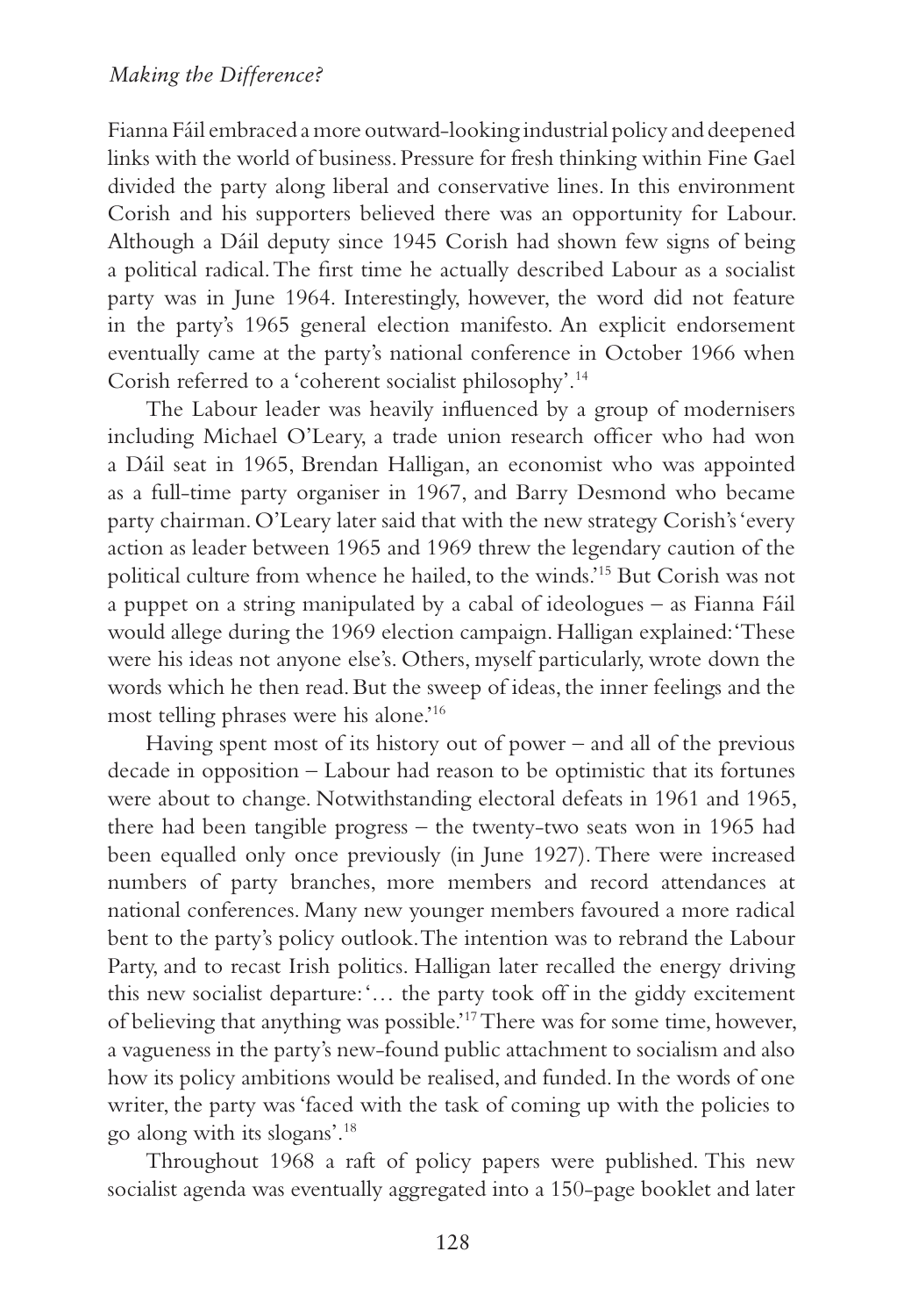Fianna Fáil embraced a more outward-looking industrial policy and deepened links with the world of business. Pressure for fresh thinking within Fine Gael divided the party along liberal and conservative lines. In this environment Corish and his supporters believed there was an opportunity for Labour. Although a Dáil deputy since 1945 Corish had shown few signs of being a political radical. The first time he actually described Labour as a socialist party was in June 1964. Interestingly, however, the word did not feature in the party's 1965 general election manifesto. An explicit endorsement eventually came at the party's national conference in October 1966 when Corish referred to a 'coherent socialist philosophy'.[14]

The Labour leader was heavily influenced by a group of modernisers including Michael O'Leary, a trade union research officer who had won a Dáil seat in 1965, Brendan Halligan, an economist who was appointed as a full-time party organiser in 1967, and Barry Desmond who became party chairman. O'Leary later said that with the new strategy Corish's 'every action as leader between 1965 and 1969 threw the legendary caution of the political culture from whence he hailed, to the winds.'[15] But Corish was not a puppet on a string manipulated by a cabal of ideologues – as Fianna Fáil would allege during the 1969 election campaign. Halligan explained: 'These were his ideas not anyone else's. Others, myself particularly, wrote down the words which he then read. But the sweep of ideas, the inner feelings and the most telling phrases were his alone.'[16]

Having spent most of its history out of power – and all of the previous decade in opposition – Labour had reason to be optimistic that its fortunes were about to change. Notwithstanding electoral defeats in 1961 and 1965, there had been tangible progress – the twenty-two seats won in 1965 had been equalled only once previously (in June 1927). There were increased numbers of party branches, more members and record attendances at national conferences. Many new younger members favoured a more radical bent to the party's policy outlook. The intention was to rebrand the Labour Party, and to recast Irish politics. Halligan later recalled the energy driving this new socialist departure: '… the party took off in the giddy excitement of believing that anything was possible.'[17] There was for some time, however, a vagueness in the party's new-found public attachment to socialism and also how its policy ambitions would be realised, and funded. In the words of one writer, the party was 'faced with the task of coming up with the policies to go along with its slogans'.[18]

Throughout 1968 a raft of policy papers were published. This new socialist agenda was eventually aggregated into a 150-page booklet and later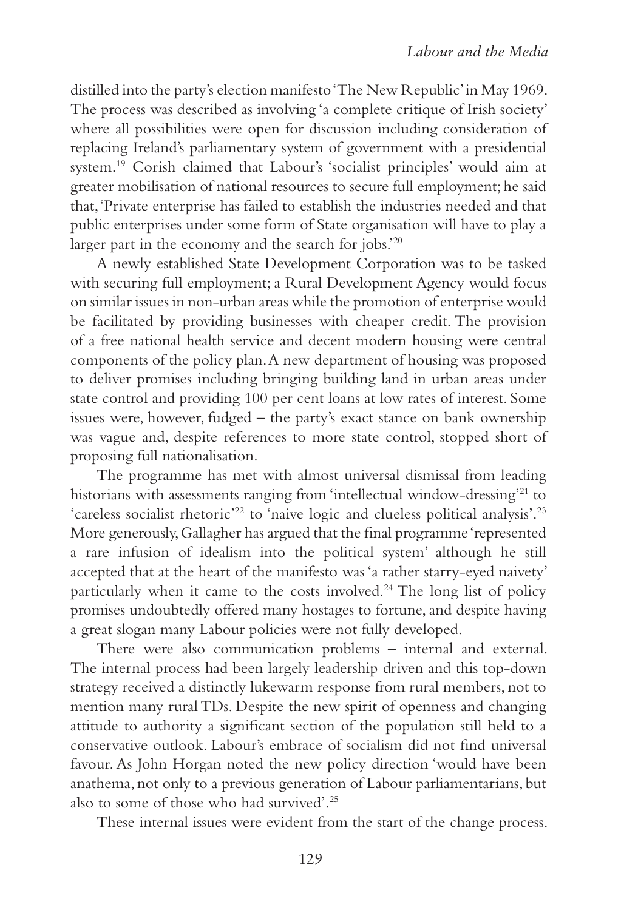distilled into the party's election manifesto 'The New Republic' in May 1969. The process was described as involving 'a complete critique of Irish society' where all possibilities were open for discussion including consideration of replacing Ireland's parliamentary system of government with a presidential system.[19] Corish claimed that Labour's 'socialist principles' would aim at greater mobilisation of national resources to secure full employment; he said that, 'Private enterprise has failed to establish the industries needed and that public enterprises under some form of State organisation will have to play a larger part in the economy and the search for jobs.'[20]

A newly established State Development Corporation was to be tasked with securing full employment; a Rural Development Agency would focus on similar issues in non-urban areas while the promotion of enterprise would be facilitated by providing businesses with cheaper credit. The provision of a free national health service and decent modern housing were central components of the policy plan. A new department of housing was proposed to deliver promises including bringing building land in urban areas under state control and providing 100 per cent loans at low rates of interest. Some issues were, however, fudged – the party's exact stance on bank ownership was vague and, despite references to more state control, stopped short of proposing full nationalisation.

The programme has met with almost universal dismissal from leading historians with assessments ranging from 'intellectual window-dressing'[21] to 'careless socialist rhetoric'[22] to 'naive logic and clueless political analysis'.[23] More generously, Gallagher has argued that the final programme 'represented a rare infusion of idealism into the political system' although he still accepted that at the heart of the manifesto was 'a rather starry-eyed naivety' particularly when it came to the costs involved.[24] The long list of policy promises undoubtedly offered many hostages to fortune, and despite having a great slogan many Labour policies were not fully developed.

There were also communication problems – internal and external. The internal process had been largely leadership driven and this top-down strategy received a distinctly lukewarm response from rural members, not to mention many rural TDs. Despite the new spirit of openness and changing attitude to authority a significant section of the population still held to a conservative outlook. Labour's embrace of socialism did not find universal favour. As John Horgan noted the new policy direction 'would have been anathema, not only to a previous generation of Labour parliamentarians, but also to some of those who had survived'.[25]

These internal issues were evident from the start of the change process.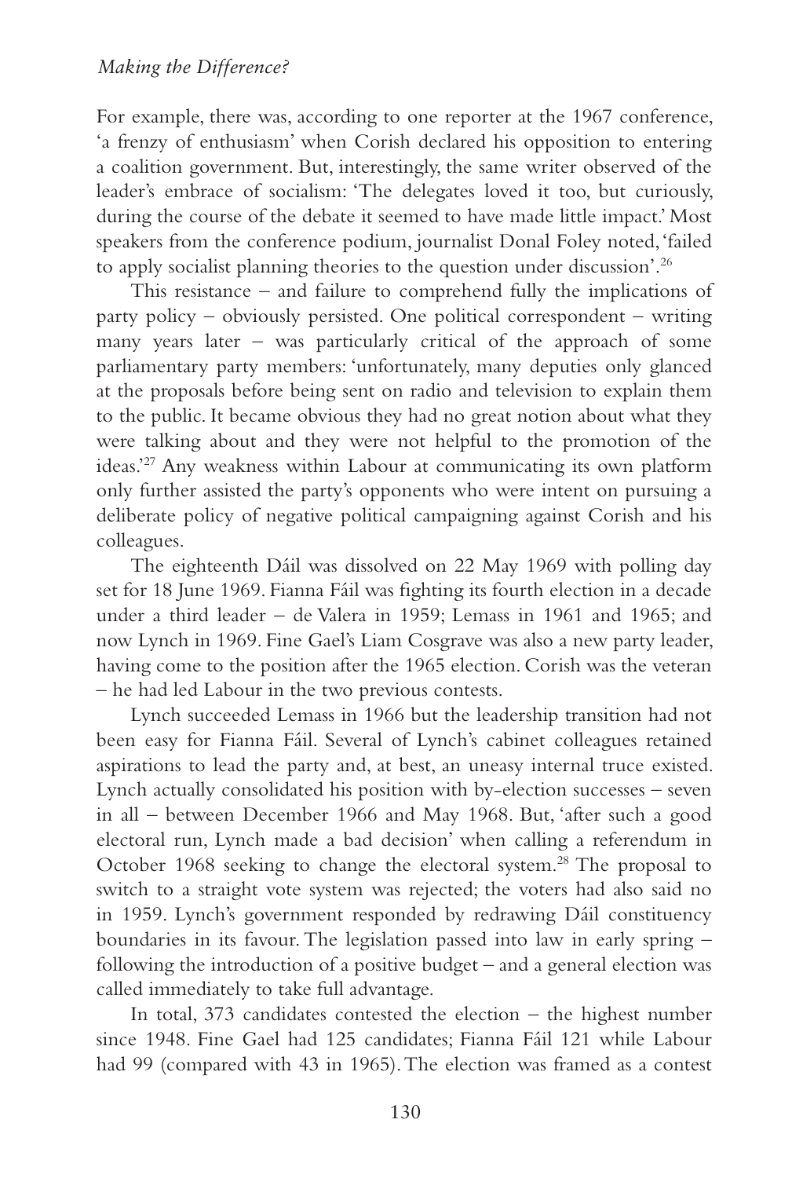For example, there was, according to one reporter at the 1967 conference, 'a frenzy of enthusiasm' when Corish declared his opposition to entering a coalition government. But, interestingly, the same writer observed of the leader's embrace of socialism: 'The delegates loved it too, but curiously, during the course of the debate it seemed to have made little impact.' Most speakers from the conference podium, journalist Donal Foley noted, 'failed to apply socialist planning theories to the question under discussion'.[26]

This resistance – and failure to comprehend fully the implications of party policy – obviously persisted. One political correspondent – writing many years later – was particularly critical of the approach of some parliamentary party members: 'unfortunately, many deputies only glanced at the proposals before being sent on radio and television to explain them to the public. It became obvious they had no great notion about what they were talking about and they were not helpful to the promotion of the ideas.'[27] Any weakness within Labour at communicating its own platform only further assisted the party's opponents who were intent on pursuing a deliberate policy of negative political campaigning against Corish and his colleagues.

The eighteenth Dáil was dissolved on 22 May 1969 with polling day set for 18 June 1969. Fianna Fáil was fighting its fourth election in a decade under a third leader – de Valera in 1959; Lemass in 1961 and 1965; and now Lynch in 1969. Fine Gael's Liam Cosgrave was also a new party leader, having come to the position after the 1965 election. Corish was the veteran – he had led Labour in the two previous contests.

Lynch succeeded Lemass in 1966 but the leadership transition had not been easy for Fianna Fáil. Several of Lynch's cabinet colleagues retained aspirations to lead the party and, at best, an uneasy internal truce existed. Lynch actually consolidated his position with by-election successes – seven in all – between December 1966 and May 1968. But, 'after such a good electoral run, Lynch made a bad decision' when calling a referendum in October 1968 seeking to change the electoral system.[28] The proposal to switch to a straight vote system was rejected; the voters had also said no in 1959. Lynch's government responded by redrawing Dáil constituency boundaries in its favour. The legislation passed into law in early spring – following the introduction of a positive budget – and a general election was called immediately to take full advantage.

In total, 373 candidates contested the election – the highest number since 1948. Fine Gael had 125 candidates; Fianna Fáil 121 while Labour had 99 (compared with 43 in 1965). The election was framed as a contest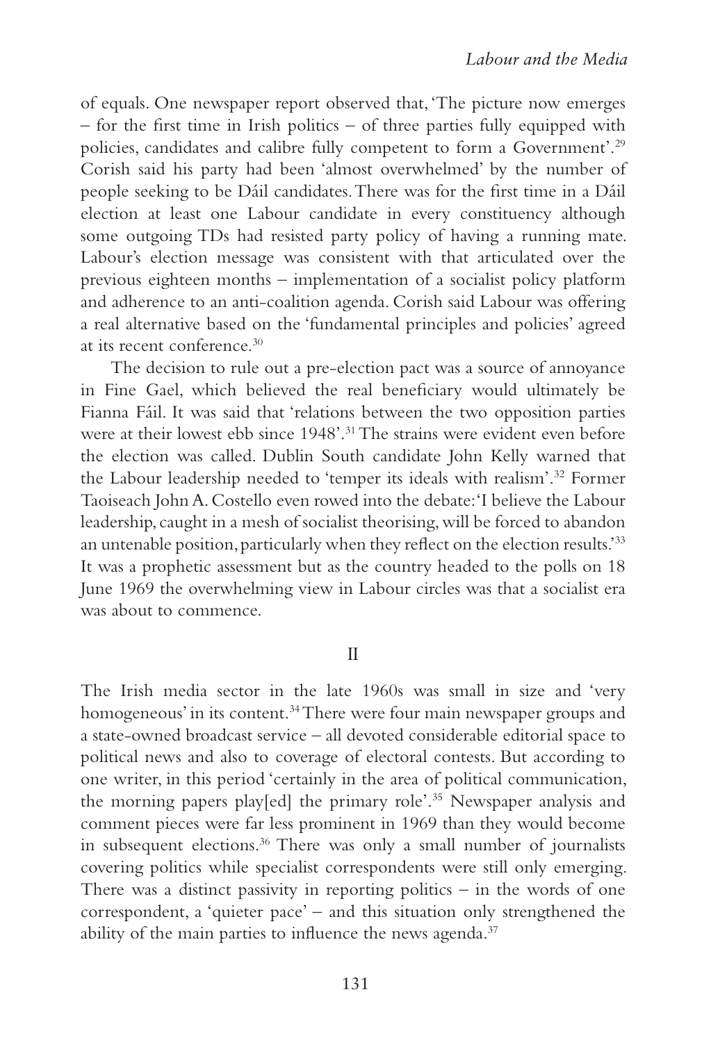of equals. One newspaper report observed that, 'The picture now emerges – for the first time in Irish politics – of three parties fully equipped with policies, candidates and calibre fully competent to form a Government'.[29] Corish said his party had been 'almost overwhelmed' by the number of people seeking to be Dáil candidates. There was for the first time in a Dáil election at least one Labour candidate in every constituency although some outgoing TDs had resisted party policy of having a running mate. Labour's election message was consistent with that articulated over the previous eighteen months – implementation of a socialist policy platform and adherence to an anti-coalition agenda. Corish said Labour was offering a real alternative based on the 'fundamental principles and policies' agreed at its recent conference.[30]

The decision to rule out a pre-election pact was a source of annoyance in Fine Gael, which believed the real beneficiary would ultimately be Fianna Fáil. It was said that 'relations between the two opposition parties were at their lowest ebb since 1948'.[31] The strains were evident even before the election was called. Dublin South candidate John Kelly warned that the Labour leadership needed to 'temper its ideals with realism'.[32] Former Taoiseach John A. Costello even rowed into the debate: 'I believe the Labour leadership, caught in a mesh of socialist theorising, will be forced to abandon an untenable position, particularly when they reflect on the election results.'[33] It was a prophetic assessment but as the country headed to the polls on 18 June 1969 the overwhelming view in Labour circles was that a socialist era was about to commence.

## II

The Irish media sector in the late 1960s was small in size and 'very homogeneous' in its content.[34] There were four main newspaper groups and a state-owned broadcast service – all devoted considerable editorial space to political news and also to coverage of electoral contests. But according to one writer, in this period 'certainly in the area of political communication, the morning papers play[ed] the primary role'.[35] Newspaper analysis and comment pieces were far less prominent in 1969 than they would become in subsequent elections.[36] There was only a small number of journalists covering politics while specialist correspondents were still only emerging. There was a distinct passivity in reporting politics – in the words of one correspondent, a 'quieter pace' – and this situation only strengthened the ability of the main parties to influence the news agenda.[37]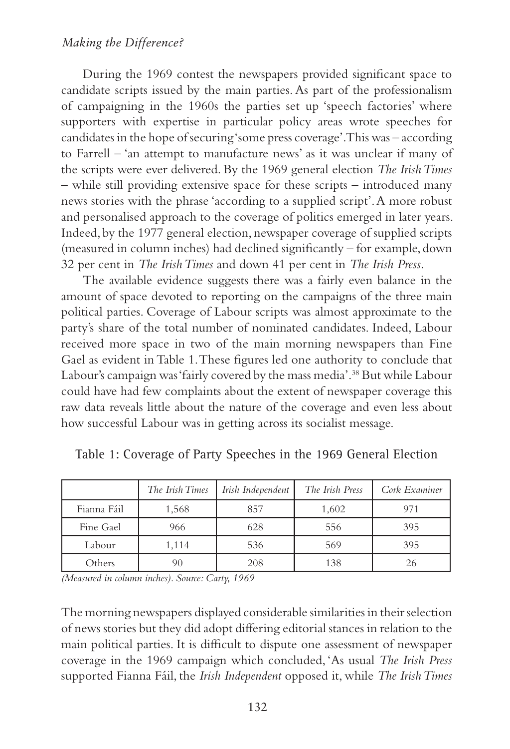During the 1969 contest the newspapers provided significant space to candidate scripts issued by the main parties. As part of the professionalism of campaigning in the 1960s the parties set up 'speech factories' where supporters with expertise in particular policy areas wrote speeches for candidates in the hope of securing 'some press coverage'. This was – according to Farrell – 'an attempt to manufacture news' as it was unclear if many of the scripts were ever delivered. By the 1969 general election *The Irish Times* – while still providing extensive space for these scripts – introduced many news stories with the phrase 'according to a supplied script'. A more robust and personalised approach to the coverage of politics emerged in later years. Indeed, by the 1977 general election, newspaper coverage of supplied scripts (measured in column inches) had declined significantly – for example, down 32 per cent in *The Irish Times* and down 41 per cent in *The Irish Press*.

The available evidence suggests there was a fairly even balance in the amount of space devoted to reporting on the campaigns of the three main political parties. Coverage of Labour scripts was almost approximate to the party's share of the total number of nominated candidates. Indeed, Labour received more space in two of the main morning newspapers than Fine Gael as evident in Table 1. These figures led one authority to conclude that Labour's campaign was 'fairly covered by the mass media'.[38] But while Labour could have had few complaints about the extent of newspaper coverage this raw data reveals little about the nature of the coverage and even less about how successful Labour was in getting across its socialist message.

Table 1: Coverage of Party Speeches in the 1969 General Election

| | *The Irish Times* | *Irish Independent* | *The Irish Press* | *Cork Examiner* |
|---|---|---|---|---|
| Fianna Fáil | 1,568 | 857 | 1,602 | 971 |
| Fine Gael | 966 | 628 | 556 | 395 |
| Labour | 1,114 | 536 | 569 | 395 |
| Others | 90 | 208 | 138 | 26 |

*(Measured in column inches). Source: Carty, 1969*

The morning newspapers displayed considerable similarities in their selection of news stories but they did adopt differing editorial stances in relation to the main political parties. It is difficult to dispute one assessment of newspaper coverage in the 1969 campaign which concluded, 'As usual *The Irish Press* supported Fianna Fáil, the *Irish Independent* opposed it, while *The Irish Times*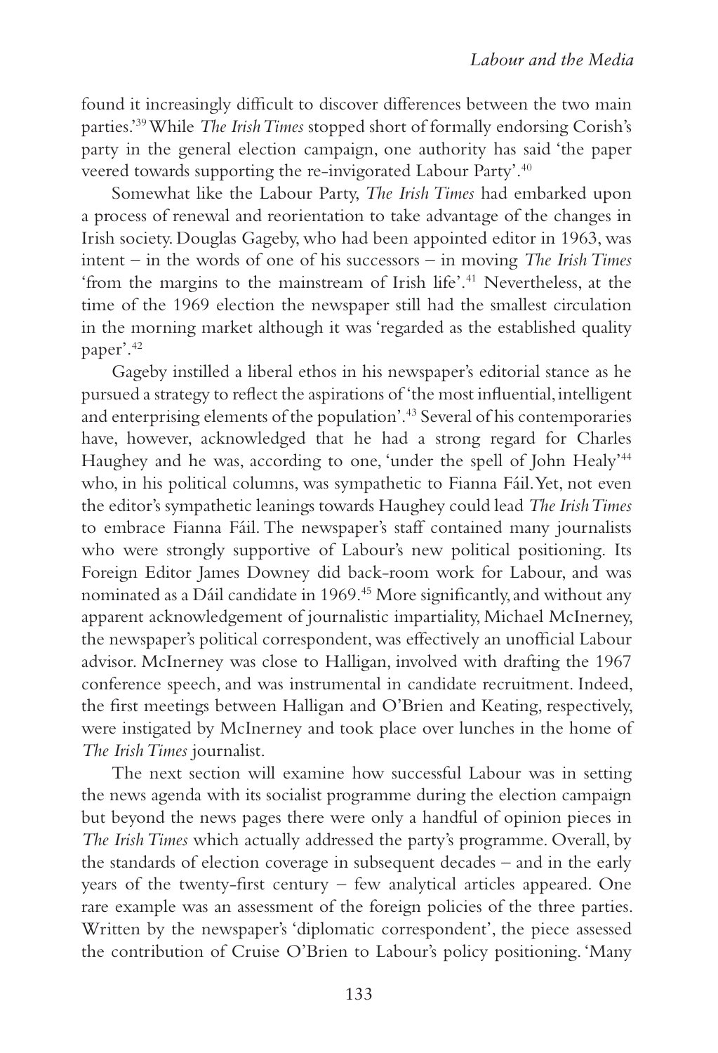found it increasingly difficult to discover differences between the two main parties.'[39] While *The Irish Times* stopped short of formally endorsing Corish's party in the general election campaign, one authority has said 'the paper veered towards supporting the re-invigorated Labour Party'.[40]

Somewhat like the Labour Party, *The Irish Times* had embarked upon a process of renewal and reorientation to take advantage of the changes in Irish society. Douglas Gageby, who had been appointed editor in 1963, was intent – in the words of one of his successors – in moving *The Irish Times* 'from the margins to the mainstream of Irish life'.[41] Nevertheless, at the time of the 1969 election the newspaper still had the smallest circulation in the morning market although it was 'regarded as the established quality paper'.[42]

Gageby instilled a liberal ethos in his newspaper's editorial stance as he pursued a strategy to reflect the aspirations of 'the most influential, intelligent and enterprising elements of the population'.[43] Several of his contemporaries have, however, acknowledged that he had a strong regard for Charles Haughey and he was, according to one, 'under the spell of John Healy'[44] who, in his political columns, was sympathetic to Fianna Fáil. Yet, not even the editor's sympathetic leanings towards Haughey could lead *The Irish Times* to embrace Fianna Fáil. The newspaper's staff contained many journalists who were strongly supportive of Labour's new political positioning. Its Foreign Editor James Downey did back-room work for Labour, and was nominated as a Dáil candidate in 1969.[45] More significantly, and without any apparent acknowledgement of journalistic impartiality, Michael McInerney, the newspaper's political correspondent, was effectively an unofficial Labour advisor. McInerney was close to Halligan, involved with drafting the 1967 conference speech, and was instrumental in candidate recruitment. Indeed, the first meetings between Halligan and O'Brien and Keating, respectively, were instigated by McInerney and took place over lunches in the home of *The Irish Times* journalist.

The next section will examine how successful Labour was in setting the news agenda with its socialist programme during the election campaign but beyond the news pages there were only a handful of opinion pieces in *The Irish Times* which actually addressed the party's programme. Overall, by the standards of election coverage in subsequent decades – and in the early years of the twenty-first century – few analytical articles appeared. One rare example was an assessment of the foreign policies of the three parties. Written by the newspaper's 'diplomatic correspondent', the piece assessed the contribution of Cruise O'Brien to Labour's policy positioning. 'Many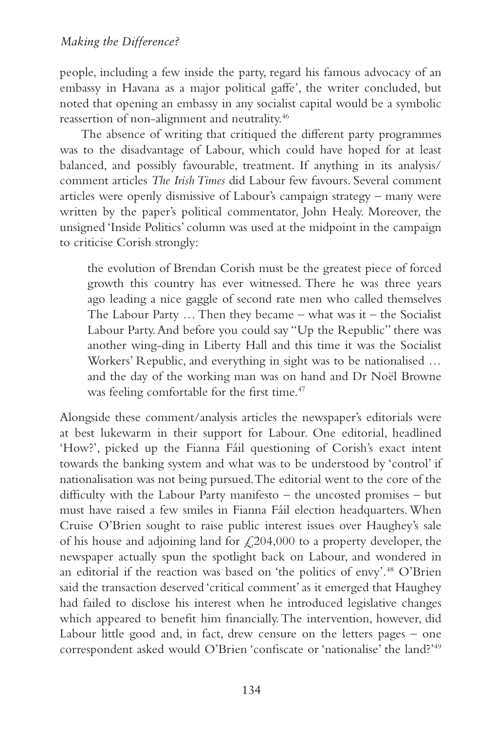people, including a few inside the party, regard his famous advocacy of an embassy in Havana as a major political gaffe', the writer concluded, but noted that opening an embassy in any socialist capital would be a symbolic reassertion of non-alignment and neutrality.[46]

The absence of writing that critiqued the different party programmes was to the disadvantage of Labour, which could have hoped for at least balanced, and possibly favourable, treatment. If anything in its analysis/comment articles *The Irish Times* did Labour few favours. Several comment articles were openly dismissive of Labour's campaign strategy – many were written by the paper's political commentator, John Healy. Moreover, the unsigned 'Inside Politics' column was used at the midpoint in the campaign to criticise Corish strongly:

> the evolution of Brendan Corish must be the greatest piece of forced growth this country has ever witnessed. There he was three years ago leading a nice gaggle of second rate men who called themselves The Labour Party … Then they became – what was it – the Socialist Labour Party. And before you could say "Up the Republic" there was another wing-ding in Liberty Hall and this time it was the Socialist Workers' Republic, and everything in sight was to be nationalised … and the day of the working man was on hand and Dr Noël Browne was feeling comfortable for the first time.[47]

Alongside these comment/analysis articles the newspaper's editorials were at best lukewarm in their support for Labour. One editorial, headlined 'How?', picked up the Fianna Fáil questioning of Corish's exact intent towards the banking system and what was to be understood by 'control' if nationalisation was not being pursued. The editorial went to the core of the difficulty with the Labour Party manifesto – the uncosted promises – but must have raised a few smiles in Fianna Fáil election headquarters. When Cruise O'Brien sought to raise public interest issues over Haughey's sale of his house and adjoining land for £204,000 to a property developer, the newspaper actually spun the spotlight back on Labour, and wondered in an editorial if the reaction was based on 'the politics of envy'.[48] O'Brien said the transaction deserved 'critical comment' as it emerged that Haughey had failed to disclose his interest when he introduced legislative changes which appeared to benefit him financially. The intervention, however, did Labour little good and, in fact, drew censure on the letters pages – one correspondent asked would O'Brien 'confiscate or 'nationalise' the land?'[49]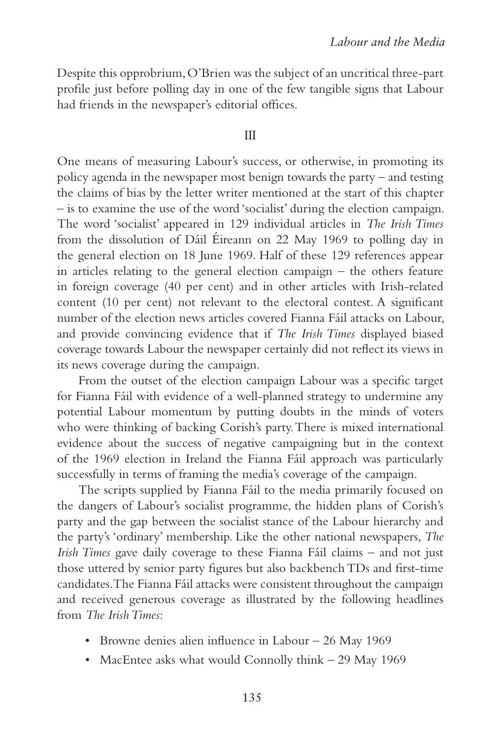Despite this opprobrium, O'Brien was the subject of an uncritical three-part profile just before polling day in one of the few tangible signs that Labour had friends in the newspaper's editorial offices.

## III

One means of measuring Labour's success, or otherwise, in promoting its policy agenda in the newspaper most benign towards the party – and testing the claims of bias by the letter writer mentioned at the start of this chapter – is to examine the use of the word 'socialist' during the election campaign. The word 'socialist' appeared in 129 individual articles in *The Irish Times* from the dissolution of Dáil Éireann on 22 May 1969 to polling day in the general election on 18 June 1969. Half of these 129 references appear in articles relating to the general election campaign – the others feature in foreign coverage (40 per cent) and in other articles with Irish-related content (10 per cent) not relevant to the electoral contest. A significant number of the election news articles covered Fianna Fáil attacks on Labour, and provide convincing evidence that if *The Irish Times* displayed biased coverage towards Labour the newspaper certainly did not reflect its views in its news coverage during the campaign.

From the outset of the election campaign Labour was a specific target for Fianna Fáil with evidence of a well-planned strategy to undermine any potential Labour momentum by putting doubts in the minds of voters who were thinking of backing Corish's party. There is mixed international evidence about the success of negative campaigning but in the context of the 1969 election in Ireland the Fianna Fáil approach was particularly successfully in terms of framing the media's coverage of the campaign.

The scripts supplied by Fianna Fáil to the media primarily focused on the dangers of Labour's socialist programme, the hidden plans of Corish's party and the gap between the socialist stance of the Labour hierarchy and the party's 'ordinary' membership. Like the other national newspapers, *The Irish Times* gave daily coverage to these Fianna Fáil claims – and not just those uttered by senior party figures but also backbench TDs and first-time candidates. The Fianna Fáil attacks were consistent throughout the campaign and received generous coverage as illustrated by the following headlines from *The Irish Times*:

- Browne denies alien influence in Labour – 26 May 1969
- MacEntee asks what would Connolly think – 29 May 1969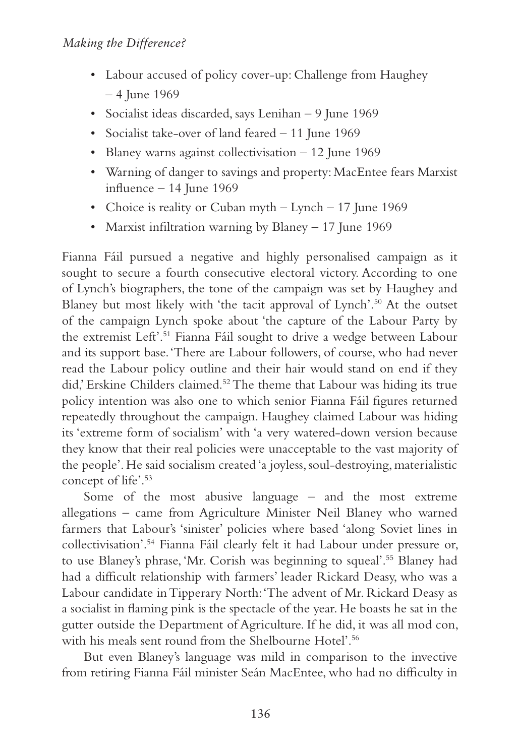- Labour accused of policy cover-up: Challenge from Haughey – 4 June 1969
- Socialist ideas discarded, says Lenihan – 9 June 1969
- Socialist take-over of land feared – 11 June 1969
- Blaney warns against collectivisation – 12 June 1969
- Warning of danger to savings and property: MacEntee fears Marxist influence – 14 June 1969
- Choice is reality or Cuban myth – Lynch – 17 June 1969
- Marxist infiltration warning by Blaney – 17 June 1969

Fianna Fáil pursued a negative and highly personalised campaign as it sought to secure a fourth consecutive electoral victory. According to one of Lynch's biographers, the tone of the campaign was set by Haughey and Blaney but most likely with 'the tacit approval of Lynch'.[50] At the outset of the campaign Lynch spoke about 'the capture of the Labour Party by the extremist Left'.[51] Fianna Fáil sought to drive a wedge between Labour and its support base. 'There are Labour followers, of course, who had never read the Labour policy outline and their hair would stand on end if they did,' Erskine Childers claimed.[52] The theme that Labour was hiding its true policy intention was also one to which senior Fianna Fáil figures returned repeatedly throughout the campaign. Haughey claimed Labour was hiding its 'extreme form of socialism' with 'a very watered-down version because they know that their real policies were unacceptable to the vast majority of the people'. He said socialism created 'a joyless, soul-destroying, materialistic concept of life'.[53]

Some of the most abusive language – and the most extreme allegations – came from Agriculture Minister Neil Blaney who warned farmers that Labour's 'sinister' policies where based 'along Soviet lines in collectivisation'.[54] Fianna Fáil clearly felt it had Labour under pressure or, to use Blaney's phrase, 'Mr. Corish was beginning to squeal'.[55] Blaney had had a difficult relationship with farmers' leader Rickard Deasy, who was a Labour candidate in Tipperary North: 'The advent of Mr. Rickard Deasy as a socialist in flaming pink is the spectacle of the year. He boasts he sat in the gutter outside the Department of Agriculture. If he did, it was all mod con, with his meals sent round from the Shelbourne Hotel'.[56]

But even Blaney's language was mild in comparison to the invective from retiring Fianna Fáil minister Seán MacEntee, who had no difficulty in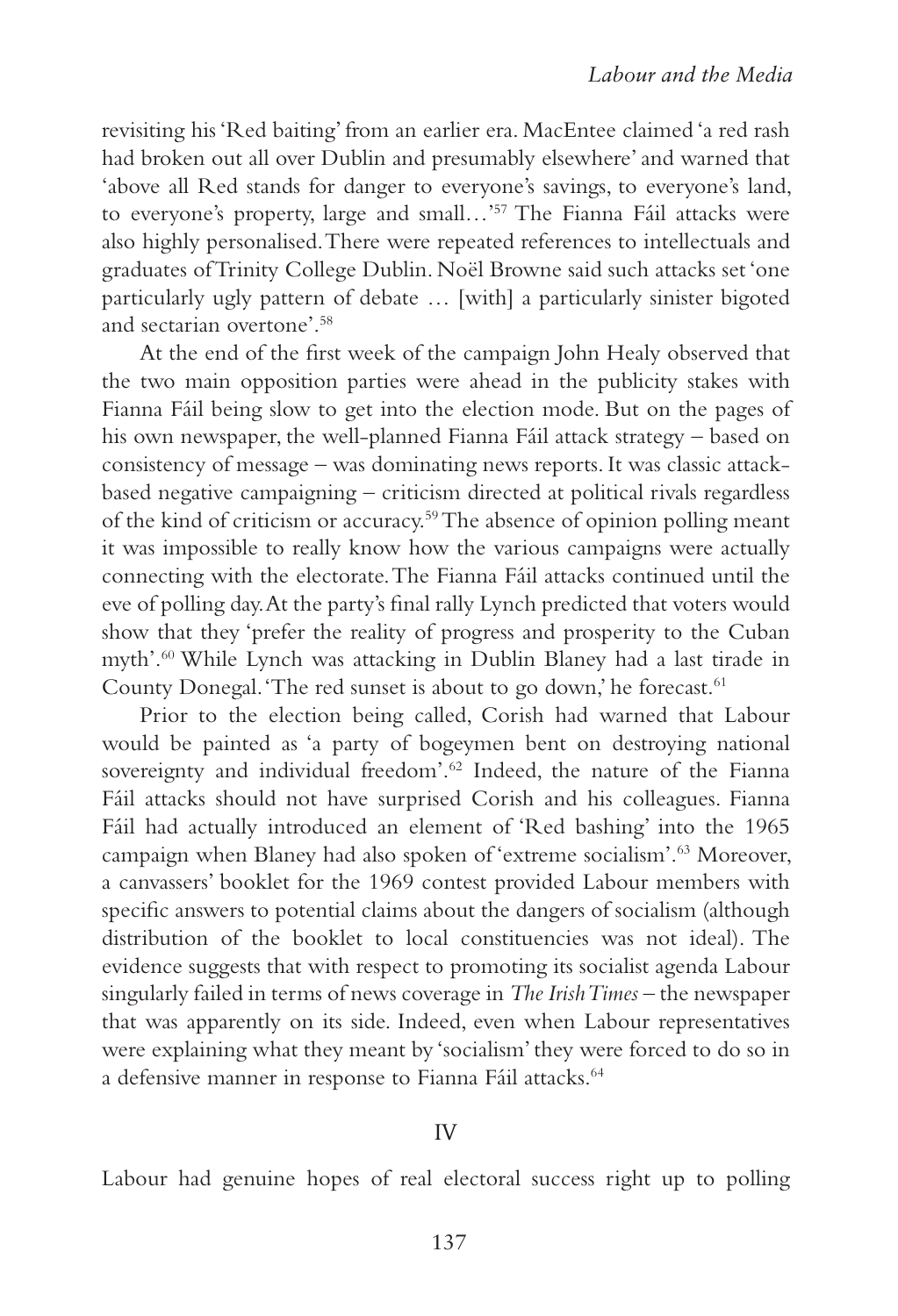revisiting his 'Red baiting' from an earlier era. MacEntee claimed 'a red rash had broken out all over Dublin and presumably elsewhere' and warned that 'above all Red stands for danger to everyone's savings, to everyone's land, to everyone's property, large and small…'[57] The Fianna Fáil attacks were also highly personalised. There were repeated references to intellectuals and graduates of Trinity College Dublin. Noël Browne said such attacks set 'one particularly ugly pattern of debate … [with] a particularly sinister bigoted and sectarian overtone'.[58]

At the end of the first week of the campaign John Healy observed that the two main opposition parties were ahead in the publicity stakes with Fianna Fáil being slow to get into the election mode. But on the pages of his own newspaper, the well-planned Fianna Fáil attack strategy – based on consistency of message – was dominating news reports. It was classic attack-based negative campaigning – criticism directed at political rivals regardless of the kind of criticism or accuracy.[59] The absence of opinion polling meant it was impossible to really know how the various campaigns were actually connecting with the electorate. The Fianna Fáil attacks continued until the eve of polling day. At the party's final rally Lynch predicted that voters would show that they 'prefer the reality of progress and prosperity to the Cuban myth'.[60] While Lynch was attacking in Dublin Blaney had a last tirade in County Donegal. 'The red sunset is about to go down,' he forecast.[61]

Prior to the election being called, Corish had warned that Labour would be painted as 'a party of bogeymen bent on destroying national sovereignty and individual freedom'.[62] Indeed, the nature of the Fianna Fáil attacks should not have surprised Corish and his colleagues. Fianna Fáil had actually introduced an element of 'Red bashing' into the 1965 campaign when Blaney had also spoken of 'extreme socialism'.[63] Moreover, a canvassers' booklet for the 1969 contest provided Labour members with specific answers to potential claims about the dangers of socialism (although distribution of the booklet to local constituencies was not ideal). The evidence suggests that with respect to promoting its socialist agenda Labour singularly failed in terms of news coverage in *The Irish Times* – the newspaper that was apparently on its side. Indeed, even when Labour representatives were explaining what they meant by 'socialism' they were forced to do so in a defensive manner in response to Fianna Fáil attacks.[64]

## IV

Labour had genuine hopes of real electoral success right up to polling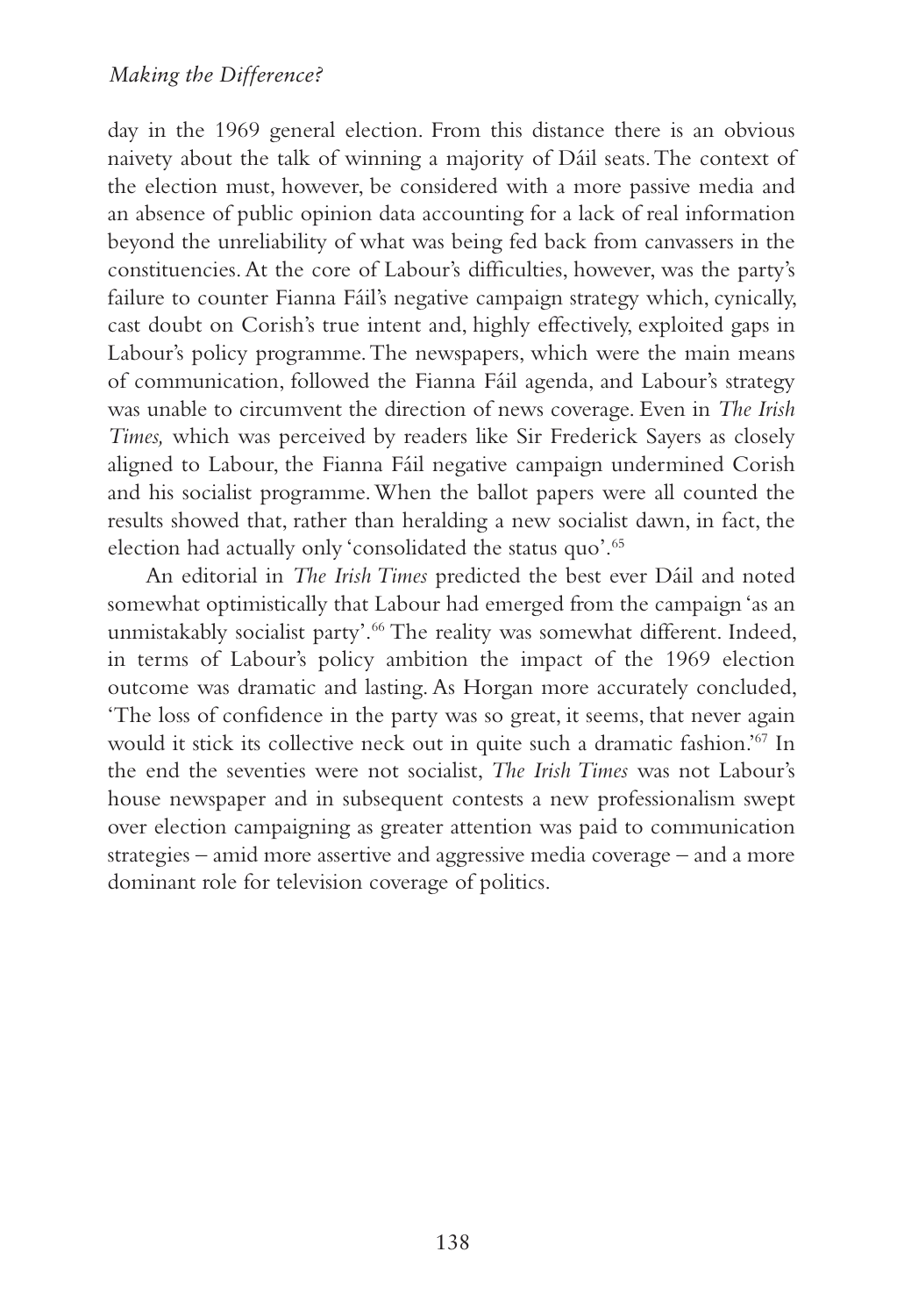day in the 1969 general election. From this distance there is an obvious naivety about the talk of winning a majority of Dáil seats. The context of the election must, however, be considered with a more passive media and an absence of public opinion data accounting for a lack of real information beyond the unreliability of what was being fed back from canvassers in the constituencies. At the core of Labour's difficulties, however, was the party's failure to counter Fianna Fáil's negative campaign strategy which, cynically, cast doubt on Corish's true intent and, highly effectively, exploited gaps in Labour's policy programme. The newspapers, which were the main means of communication, followed the Fianna Fáil agenda, and Labour's strategy was unable to circumvent the direction of news coverage. Even in *The Irish Times,* which was perceived by readers like Sir Frederick Sayers as closely aligned to Labour, the Fianna Fáil negative campaign undermined Corish and his socialist programme. When the ballot papers were all counted the results showed that, rather than heralding a new socialist dawn, in fact, the election had actually only 'consolidated the status quo'.[65]

An editorial in *The Irish Times* predicted the best ever Dáil and noted somewhat optimistically that Labour had emerged from the campaign 'as an unmistakably socialist party'.[66] The reality was somewhat different. Indeed, in terms of Labour's policy ambition the impact of the 1969 election outcome was dramatic and lasting. As Horgan more accurately concluded, 'The loss of confidence in the party was so great, it seems, that never again would it stick its collective neck out in quite such a dramatic fashion.'[67] In the end the seventies were not socialist, *The Irish Times* was not Labour's house newspaper and in subsequent contests a new professionalism swept over election campaigning as greater attention was paid to communication strategies – amid more assertive and aggressive media coverage – and a more dominant role for television coverage of politics.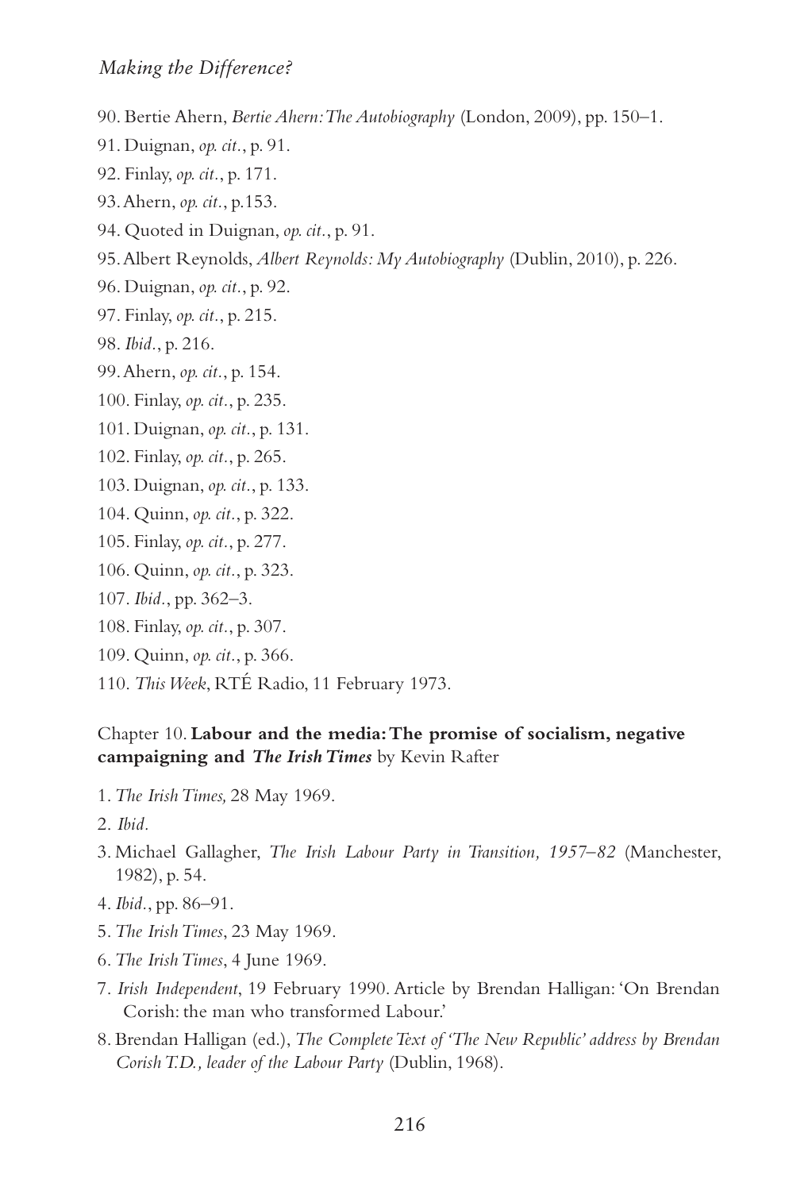90. Bertie Ahern, *Bertie Ahern: The Autobiography* (London, 2009), pp. 150–1.

91. Duignan, *op. cit.*, p. 91.

92. Finlay, *op. cit.*, p. 171.

93. Ahern, *op. cit.*, p.153.

94. Quoted in Duignan, *op. cit.*, p. 91.

95. Albert Reynolds, *Albert Reynolds: My Autobiography* (Dublin, 2010), p. 226.

96. Duignan, *op. cit.*, p. 92.

97. Finlay, *op. cit.*, p. 215.

98. *Ibid.*, p. 216.

99. Ahern, *op. cit.*, p. 154.

100. Finlay, *op. cit.*, p. 235.

101. Duignan, *op. cit.*, p. 131.

102. Finlay, *op. cit.*, p. 265.

103. Duignan, *op. cit.*, p. 133.

104. Quinn, *op. cit.*, p. 322.

105. Finlay, *op. cit.*, p. 277.

106. Quinn, *op. cit.*, p. 323.

107. *Ibid.*, pp. 362–3.

108. Finlay, *op. cit.*, p. 307.

109. Quinn, *op. cit.*, p. 366.

110. *This Week*, RTÉ Radio, 11 February 1973.

Chapter 10. **Labour and the media: The promise of socialism, negative campaigning and *The Irish Times*** by Kevin Rafter

1. *The Irish Times,* 28 May 1969.

2. *Ibid.*

3. Michael Gallagher, *The Irish Labour Party in Transition, 1957–82* (Manchester, 1982), p. 54.

4. *Ibid.*, pp. 86–91.

5. *The Irish Times*, 23 May 1969.

6. *The Irish Times*, 4 June 1969.

7. *Irish Independent*, 19 February 1990. Article by Brendan Halligan: 'On Brendan Corish: the man who transformed Labour.'

8. Brendan Halligan (ed.), *The Complete Text of 'The New Republic' address by Brendan Corish T.D., leader of the Labour Party* (Dublin, 1968).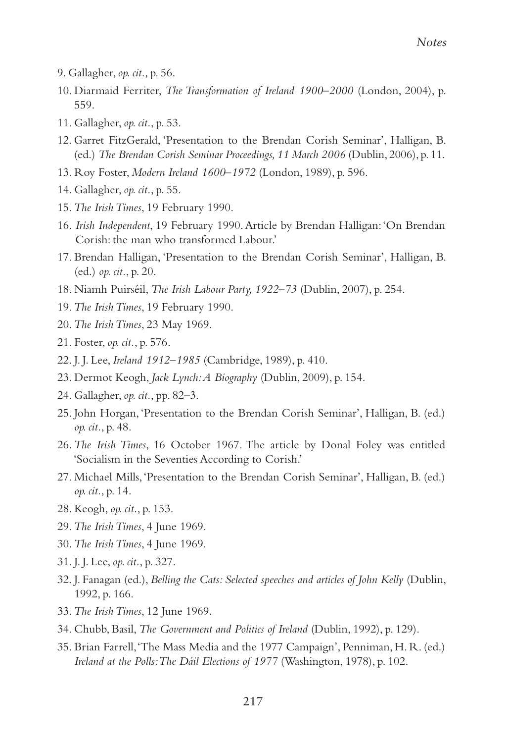9. Gallagher, *op. cit.*, p. 56.
10. Diarmaid Ferriter, *The Transformation of Ireland 1900–2000* (London, 2004), p. 559.
11. Gallagher, *op. cit.*, p. 53.
12. Garret FitzGerald, 'Presentation to the Brendan Corish Seminar', Halligan, B. (ed.) *The Brendan Corish Seminar Proceedings, 11 March 2006* (Dublin, 2006), p. 11.
13. Roy Foster, *Modern Ireland 1600–1972* (London, 1989), p. 596.
14. Gallagher, *op. cit.*, p. 55.
15. *The Irish Times*, 19 February 1990.
16. *Irish Independent*, 19 February 1990. Article by Brendan Halligan: 'On Brendan Corish: the man who transformed Labour.'
17. Brendan Halligan, 'Presentation to the Brendan Corish Seminar', Halligan, B. (ed.) *op. cit.*, p. 20.
18. Niamh Puirséil, *The Irish Labour Party, 1922–73* (Dublin, 2007), p. 254.
19. *The Irish Times*, 19 February 1990.
20. *The Irish Times*, 23 May 1969.
21. Foster, *op. cit.*, p. 576.
22. J. J. Lee, *Ireland 1912–1985* (Cambridge, 1989), p. 410.
23. Dermot Keogh, *Jack Lynch: A Biography* (Dublin, 2009), p. 154.
24. Gallagher, *op. cit.*, pp. 82–3.
25. John Horgan, 'Presentation to the Brendan Corish Seminar', Halligan, B. (ed.) *op. cit.*, p. 48.
26. *The Irish Times*, 16 October 1967. The article by Donal Foley was entitled 'Socialism in the Seventies According to Corish.'
27. Michael Mills, 'Presentation to the Brendan Corish Seminar', Halligan, B. (ed.) *op. cit.*, p. 14.
28. Keogh, *op. cit.*, p. 153.
29. *The Irish Times*, 4 June 1969.
30. *The Irish Times*, 4 June 1969.
31. J. J. Lee, *op. cit.*, p. 327.
32. J. Fanagan (ed.), *Belling the Cats: Selected speeches and articles of John Kelly* (Dublin, 1992, p. 166.
33. *The Irish Times*, 12 June 1969.
34. Chubb, Basil, *The Government and Politics of Ireland* (Dublin, 1992), p. 129).
35. Brian Farrell, 'The Mass Media and the 1977 Campaign', Penniman, H. R. (ed.) *Ireland at the Polls: The Dáil Elections of 1977* (Washington, 1978), p. 102.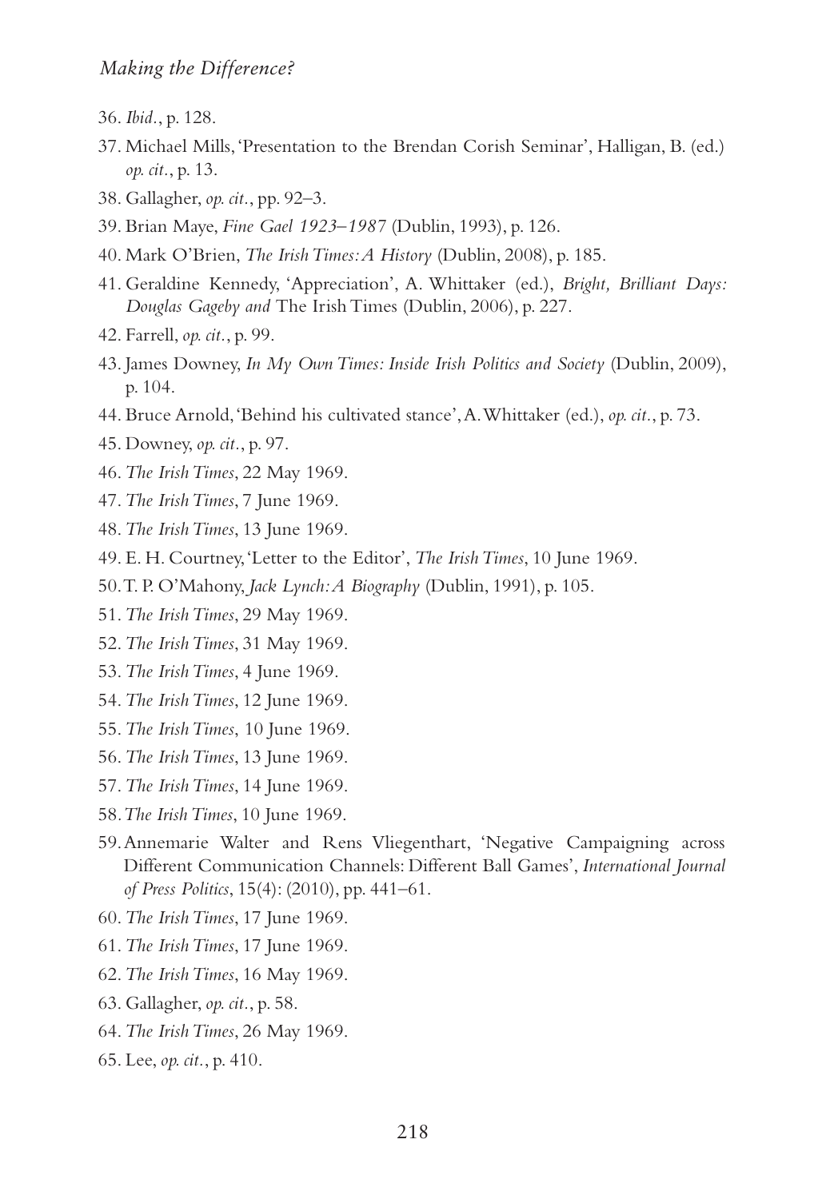36. *Ibid.*, p. 128.
37. Michael Mills, 'Presentation to the Brendan Corish Seminar', Halligan, B. (ed.) *op. cit.*, p. 13.
38. Gallagher, *op. cit.*, pp. 92–3.
39. Brian Maye, *Fine Gael 1923–1987* (Dublin, 1993), p. 126.
40. Mark O'Brien, *The Irish Times: A History* (Dublin, 2008), p. 185.
41. Geraldine Kennedy, 'Appreciation', A. Whittaker (ed.), *Bright, Brilliant Days: Douglas Gageby and* The Irish Times (Dublin, 2006), p. 227.
42. Farrell, *op. cit.*, p. 99.
43. James Downey, *In My Own Times: Inside Irish Politics and Society* (Dublin, 2009), p. 104.
44. Bruce Arnold, 'Behind his cultivated stance', A. Whittaker (ed.), *op. cit.*, p. 73.
45. Downey, *op. cit.*, p. 97.
46. *The Irish Times*, 22 May 1969.
47. *The Irish Times*, 7 June 1969.
48. *The Irish Times*, 13 June 1969.
49. E. H. Courtney, 'Letter to the Editor', *The Irish Times*, 10 June 1969.
50. T. P. O'Mahony, *Jack Lynch: A Biography* (Dublin, 1991), p. 105.
51. *The Irish Times*, 29 May 1969.
52. *The Irish Times*, 31 May 1969.
53. *The Irish Times*, 4 June 1969.
54. *The Irish Times*, 12 June 1969.
55. *The Irish Times*, 10 June 1969.
56. *The Irish Times*, 13 June 1969.
57. *The Irish Times*, 14 June 1969.
58. *The Irish Times*, 10 June 1969.
59. Annemarie Walter and Rens Vliegenthart, 'Negative Campaigning across Different Communication Channels: Different Ball Games', *International Journal of Press Politics*, 15(4): (2010), pp. 441–61.
60. *The Irish Times*, 17 June 1969.
61. *The Irish Times*, 17 June 1969.
62. *The Irish Times*, 16 May 1969.
63. Gallagher, *op. cit.*, p. 58.
64. *The Irish Times*, 26 May 1969.
65. Lee, *op. cit.*, p. 410.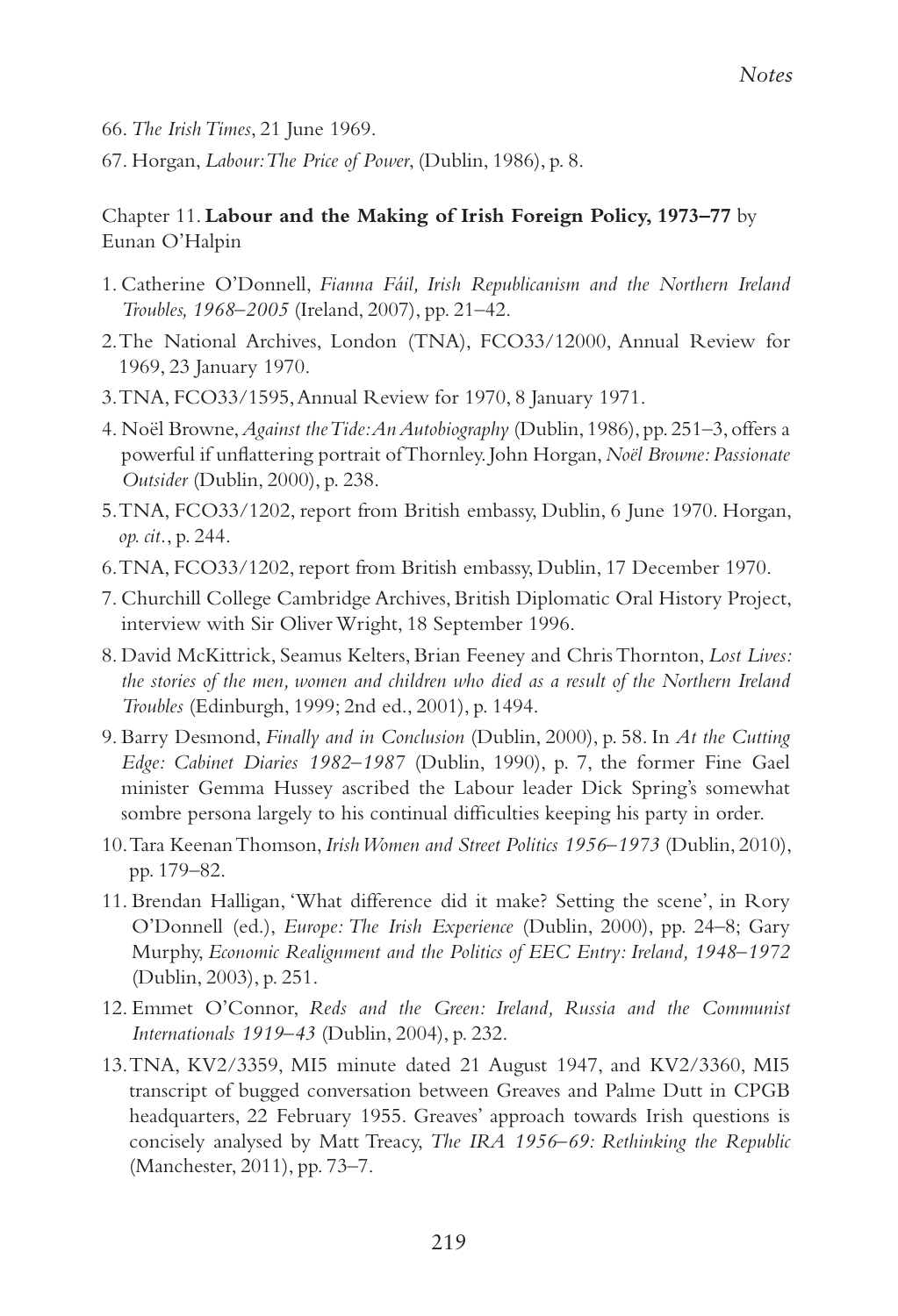66. *The Irish Times*, 21 June 1969.

67. Horgan, *Labour: The Price of Power*, (Dublin, 1986), p. 8.

Chapter 11. **Labour and the Making of Irish Foreign Policy, 1973–77** by Eunan O'Halpin

1. Catherine O'Donnell, *Fianna Fáil, Irish Republicanism and the Northern Ireland Troubles, 1968–2005* (Ireland, 2007), pp. 21–42.
2. The National Archives, London (TNA), FCO33/12000, Annual Review for 1969, 23 January 1970.
3. TNA, FCO33/1595, Annual Review for 1970, 8 January 1971.
4. Noël Browne, *Against the Tide: An Autobiography* (Dublin, 1986), pp. 251–3, offers a powerful if unflattering portrait of Thornley. John Horgan, *Noël Browne: Passionate Outsider* (Dublin, 2000), p. 238.
5. TNA, FCO33/1202, report from British embassy, Dublin, 6 June 1970. Horgan, *op. cit.*, p. 244.
6. TNA, FCO33/1202, report from British embassy, Dublin, 17 December 1970.
7. Churchill College Cambridge Archives, British Diplomatic Oral History Project, interview with Sir Oliver Wright, 18 September 1996.
8. David McKittrick, Seamus Kelters, Brian Feeney and Chris Thornton, *Lost Lives: the stories of the men, women and children who died as a result of the Northern Ireland Troubles* (Edinburgh, 1999; 2nd ed., 2001), p. 1494.
9. Barry Desmond, *Finally and in Conclusion* (Dublin, 2000), p. 58. In *At the Cutting Edge: Cabinet Diaries 1982–1987* (Dublin, 1990), p. 7, the former Fine Gael minister Gemma Hussey ascribed the Labour leader Dick Spring's somewhat sombre persona largely to his continual difficulties keeping his party in order.
10. Tara Keenan Thomson, *Irish Women and Street Politics 1956–1973* (Dublin, 2010), pp. 179–82.
11. Brendan Halligan, 'What difference did it make? Setting the scene', in Rory O'Donnell (ed.), *Europe: The Irish Experience* (Dublin, 2000), pp. 24–8; Gary Murphy, *Economic Realignment and the Politics of EEC Entry: Ireland, 1948–1972* (Dublin, 2003), p. 251.
12. Emmet O'Connor, *Reds and the Green: Ireland, Russia and the Communist Internationals 1919–43* (Dublin, 2004), p. 232.
13. TNA, KV2/3359, MI5 minute dated 21 August 1947, and KV2/3360, MI5 transcript of bugged conversation between Greaves and Palme Dutt in CPGB headquarters, 22 February 1955. Greaves' approach towards Irish questions is concisely analysed by Matt Treacy, *The IRA 1956–69: Rethinking the Republic* (Manchester, 2011), pp. 73–7.